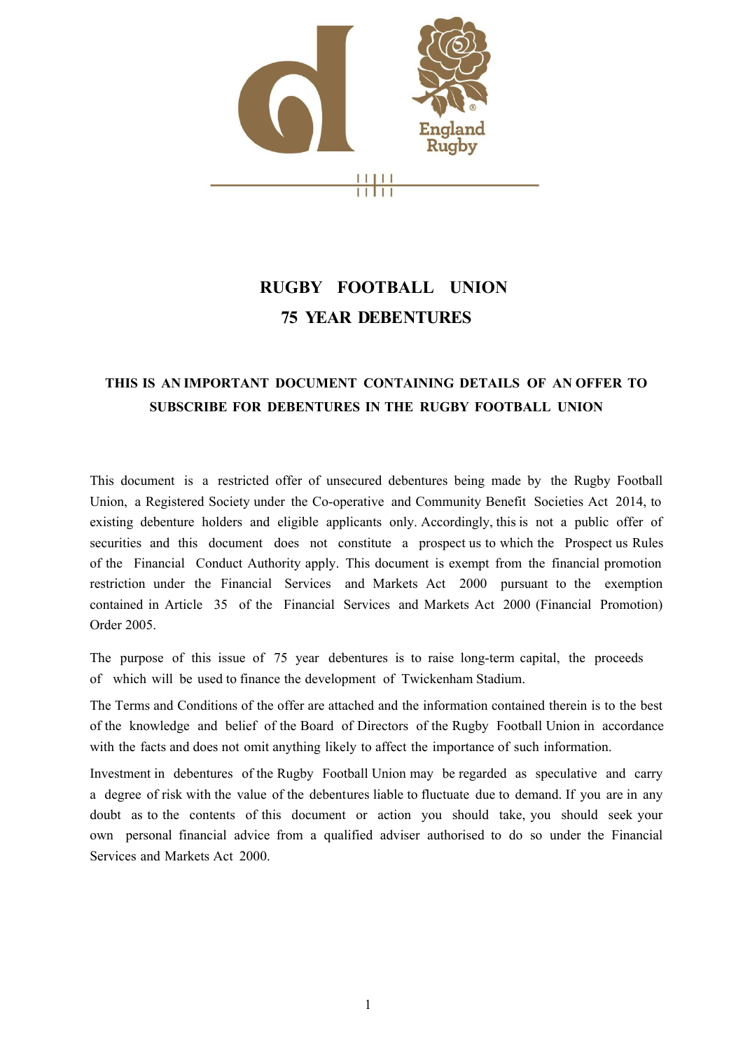# RUGBY FOOTBALL UNION

## 75 YEAR DEBENTURES

**THIS IS AN IMPORTANT DOCUMENT CONTAINING DETAILS OF AN OFFER TO SUBSCRIBE FOR DEBENTURES IN THE RUGBY FOOTBALL UNION**

This document is a restricted offer of unsecured debentures being made by the Rugby Football Union, a Registered Society under the Co-operative and Community Benefit Societies Act 2014, to existing debenture holders and eligible applicants only. Accordingly, this is not a public offer of securities and this document does not constitute a prospect us to which the Prospect us Rules of the Financial Conduct Authority apply. This document is exempt from the financial promotion restriction under the Financial Services and Markets Act 2000 pursuant to the exemption contained in Article 35 of the Financial Services and Markets Act 2000 (Financial Promotion) Order 2005.

The purpose of this issue of 75 year debentures is to raise long-term capital, the proceeds of which will be used to finance the development of Twickenham Stadium.

The Terms and Conditions of the offer are attached and the information contained therein is to the best of the knowledge and belief of the Board of Directors of the Rugby Football Union in accordance with the facts and does not omit anything likely to affect the importance of such information.

Investment in debentures of the Rugby Football Union may be regarded as speculative and carry a degree of risk with the value of the debentures liable to fluctuate due to demand. If you are in any doubt as to the contents of this document or action you should take, you should seek your own personal financial advice from a qualified adviser authorised to do so under the Financial Services and Markets Act 2000.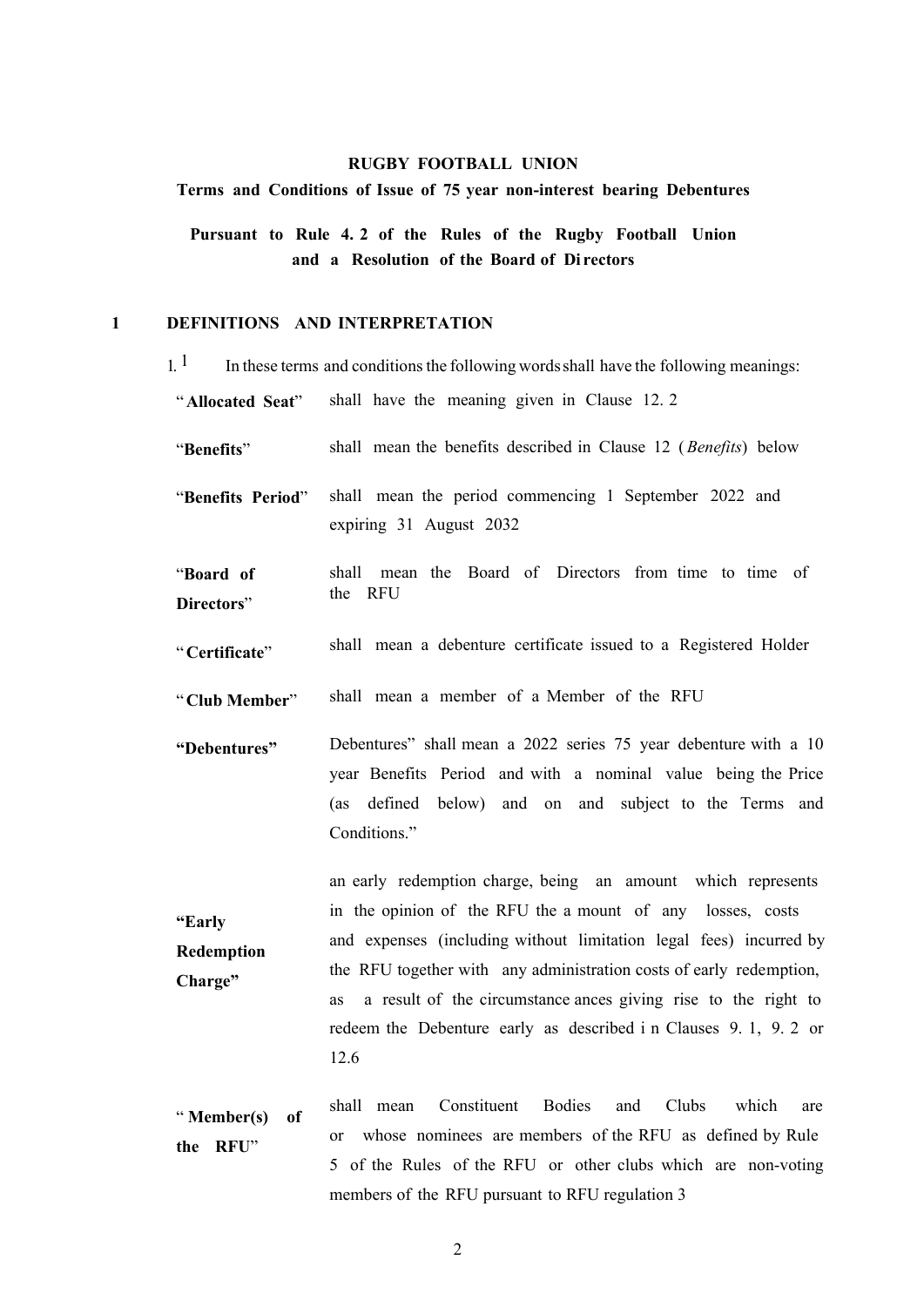**RUGBY FOOTBALL UNION**

**Terms and Conditions of Issue of 75 year non-interest bearing Debentures**

**Pursuant to Rule 4.2 of the Rules of the Rugby Football Union and a Resolution of the Board of Directors**

## 1 DEFINITIONS AND INTERPRETATION

1.1 In these terms and conditions the following words shall have the following meanings:

| | |
|---|---|
| "**Allocated Seat**" | shall have the meaning given in Clause 12.2 |
| "**Benefits**" | shall mean the benefits described in Clause 12 (*Benefits*) below |
| "**Benefits Period**" | shall mean the period commencing 1 September 2022 and expiring 31 August 2032 |
| "**Board of Directors**" | shall mean the Board of Directors from time to time of the RFU |
| "**Certificate**" | shall mean a debenture certificate issued to a Registered Holder |
| "**Club Member**" | shall mean a member of a Member of the RFU |
| **"Debentures"** | Debentures" shall mean a 2022 series 75 year debenture with a 10 year Benefits Period and with a nominal value being the Price (as defined below) and on and subject to the Terms and Conditions." |
| **"Early Redemption Charge"** | an early redemption charge, being an amount which represents in the opinion of the RFU the a mount of any losses, costs and expenses (including without limitation legal fees) incurred by the RFU together with any administration costs of early redemption, as a result of the circumstance ances giving rise to the right to redeem the Debenture early as described i n Clauses 9.1, 9.2 or 12.6 |
| "**Member(s) of the RFU**" | shall mean Constituent Bodies and Clubs which are or whose nominees are members of the RFU as defined by Rule 5 of the Rules of the RFU or other clubs which are non-voting members of the RFU pursuant to RFU regulation 3 |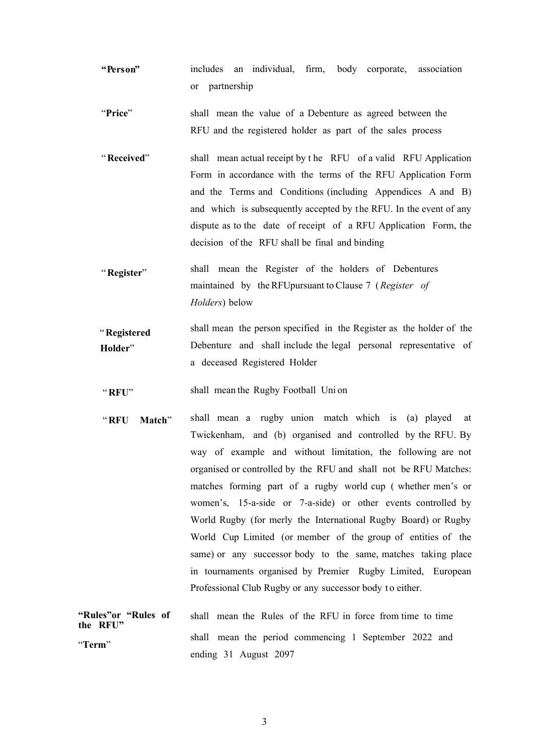| | |
|---|---|
| **"Person"** | includes an individual, firm, body corporate, association or partnership |
| "**Price**" | shall mean the value of a Debenture as agreed between the RFU and the registered holder as part of the sales process |
| "**Received**" | shall mean actual receipt by the RFU of a valid RFU Application Form in accordance with the terms of the RFU Application Form and the Terms and Conditions (including Appendices A and B) and which is subsequently accepted by the RFU. In the event of any dispute as to the date of receipt of a RFU Application Form, the decision of the RFU shall be final and binding |
| "**Register**" | shall mean the Register of the holders of Debentures maintained by the RFUpursuant to Clause 7 (*Register of Holders*) below |
| "**Registered Holder**" | shall mean the person specified in the Register as the holder of the Debenture and shall include the legal personal representative of a deceased Registered Holder |
| "**RFU**" | shall mean the Rugby Football Union |
| "**RFU Match**" | shall mean a rugby union match which is (a) played at Twickenham, and (b) organised and controlled by the RFU. By way of example and without limitation, the following are not organised or controlled by the RFU and shall not be RFU Matches: matches forming part of a rugby world cup ( whether men's or women's, 15-a-side or 7-a-side) or other events controlled by World Rugby (formerly the International Rugby Board) or Rugby World Cup Limited (or member of the group of entities of the same) or any successor body to the same, matches taking place in tournaments organised by Premier Rugby Limited, European Professional Club Rugby or any successor body to either. |
| **"Rules" or "Rules of the RFU"** | shall mean the Rules of the RFU in force from time to time |
| "**Term**" | shall mean the period commencing 1 September 2022 and ending 31 August 2097 |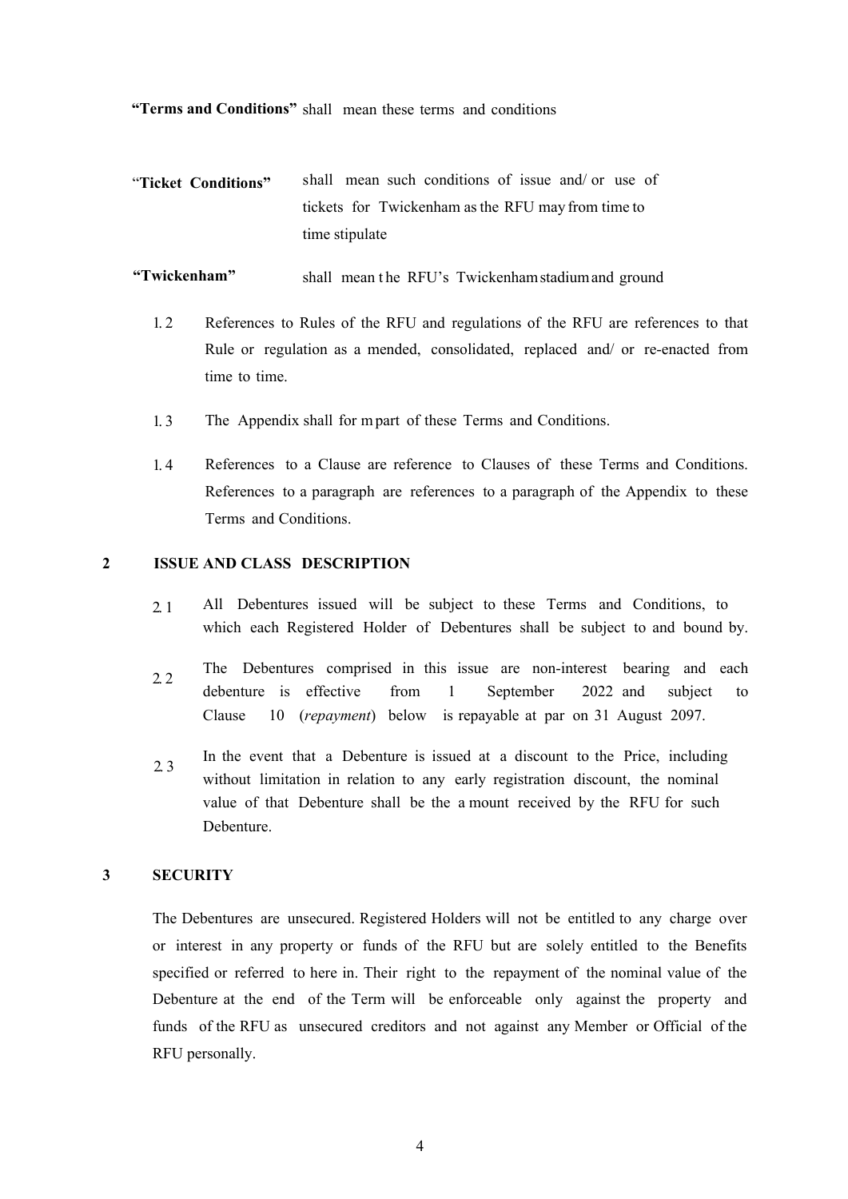**"Terms and Conditions"** shall mean these terms and conditions

**"Ticket Conditions"** shall mean such conditions of issue and/ or use of tickets for Twickenham as the RFU may from time to time stipulate

**"Twickenham"** shall mean the RFU's Twickenham stadium and ground

1.2 References to Rules of the RFU and regulations of the RFU are references to that Rule or regulation as a mended, consolidated, replaced and/ or re-enacted from time to time.

1.3 The Appendix shall for m part of these Terms and Conditions.

1.4 References to a Clause are reference to Clauses of these Terms and Conditions. References to a paragraph are references to a paragraph of the Appendix to these Terms and Conditions.

## 2 ISSUE AND CLASS DESCRIPTION

2.1 All Debentures issued will be subject to these Terms and Conditions, to which each Registered Holder of Debentures shall be subject to and bound by.

2.2 The Debentures comprised in this issue are non-interest bearing and each debenture is effective from 1 September 2022 and subject to Clause 10 (*repayment*) below is repayable at par on 31 August 2097.

2.3 In the event that a Debenture is issued at a discount to the Price, including without limitation in relation to any early registration discount, the nominal value of that Debenture shall be the a mount received by the RFU for such Debenture.

## 3 SECURITY

The Debentures are unsecured. Registered Holders will not be entitled to any charge over or interest in any property or funds of the RFU but are solely entitled to the Benefits specified or referred to here in. Their right to the repayment of the nominal value of the Debenture at the end of the Term will be enforceable only against the property and funds of the RFU as unsecured creditors and not against any Member or Official of the RFU personally.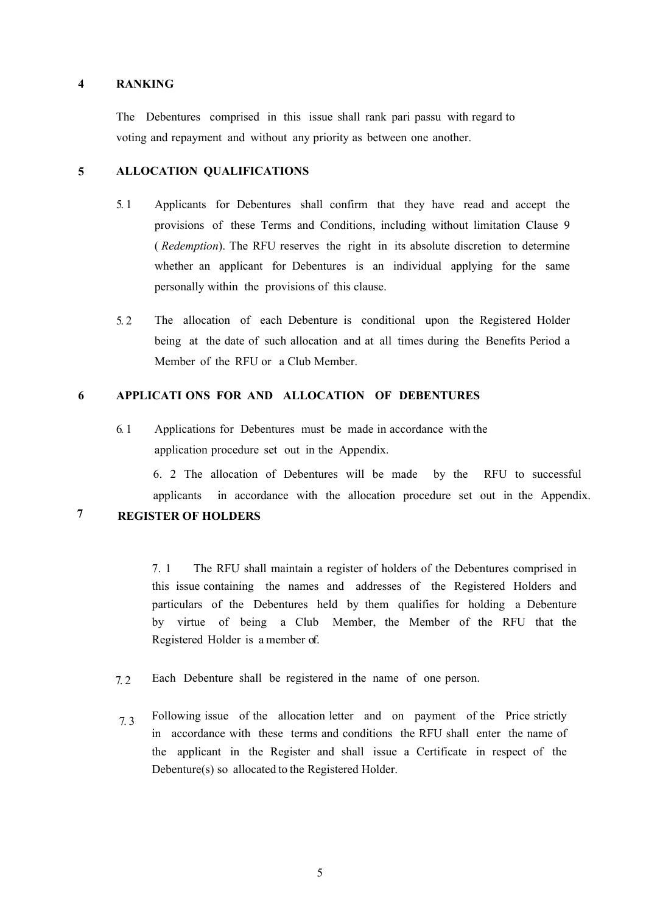## 4 RANKING

The Debentures comprised in this issue shall rank pari passu with regard to voting and repayment and without any priority as between one another.

## 5 ALLOCATION QUALIFICATIONS

5.1 Applicants for Debentures shall confirm that they have read and accept the provisions of these Terms and Conditions, including without limitation Clause 9 (*Redemption*). The RFU reserves the right in its absolute discretion to determine whether an applicant for Debentures is an individual applying for the same personally within the provisions of this clause.

5.2 The allocation of each Debenture is conditional upon the Registered Holder being at the date of such allocation and at all times during the Benefits Period a Member of the RFU or a Club Member.

## 6 APPLICATIONS FOR AND ALLOCATION OF DEBENTURES

6.1 Applications for Debentures must be made in accordance with the application procedure set out in the Appendix.

6.2 The allocation of Debentures will be made by the RFU to successful applicants in accordance with the allocation procedure set out in the Appendix.

## 7 REGISTER OF HOLDERS

7.1 The RFU shall maintain a register of holders of the Debentures comprised in this issue containing the names and addresses of the Registered Holders and particulars of the Debentures held by them qualifies for holding a Debenture by virtue of being a Club Member, the Member of the RFU that the Registered Holder is a member of.

7.2 Each Debenture shall be registered in the name of one person.

7.3 Following issue of the allocation letter and on payment of the Price strictly in accordance with these terms and conditions the RFU shall enter the name of the applicant in the Register and shall issue a Certificate in respect of the Debenture(s) so allocated to the Registered Holder.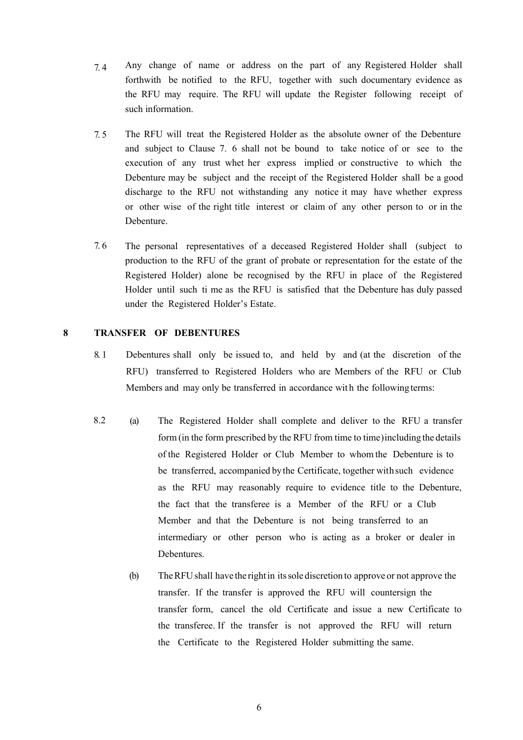7.4 Any change of name or address on the part of any Registered Holder shall forthwith be notified to the RFU, together with such documentary evidence as the RFU may require. The RFU will update the Register following receipt of such information.

7.5 The RFU will treat the Registered Holder as the absolute owner of the Debenture and subject to Clause 7. 6 shall not be bound to take notice of or see to the execution of any trust whet her express implied or constructive to which the Debenture may be subject and the receipt of the Registered Holder shall be a good discharge to the RFU not withstanding any notice it may have whether express or other wise of the right title interest or claim of any other person to or in the Debenture.

7.6 The personal representatives of a deceased Registered Holder shall (subject to production to the RFU of the grant of probate or representation for the estate of the Registered Holder) alone be recognised by the RFU in place of the Registered Holder until such ti me as the RFU is satisfied that the Debenture has duly passed under the Registered Holder's Estate.

## 8 TRANSFER OF DEBENTURES

8.1 Debentures shall only be issued to, and held by and (at the discretion of the RFU) transferred to Registered Holders who are Members of the RFU or Club Members and may only be transferred in accordance wit h the following terms:

8.2 (a) The Registered Holder shall complete and deliver to the RFU a transfer form (in the form prescribed by the RFU from time to time) including the details of the Registered Holder or Club Member to whom the Debenture is to be transferred, accompanied by the Certificate, together with such evidence as the RFU may reasonably require to evidence title to the Debenture, the fact that the transferee is a Member of the RFU or a Club Member and that the Debenture is not being transferred to an intermediary or other person who is acting as a broker or dealer in Debentures.

(b) The RFU shall have the right in its sole discretion to approve or not approve the transfer. If the transfer is approved the RFU will countersign the transfer form, cancel the old Certificate and issue a new Certificate to the transferee. If the transfer is not approved the RFU will return the Certificate to the Registered Holder submitting the same.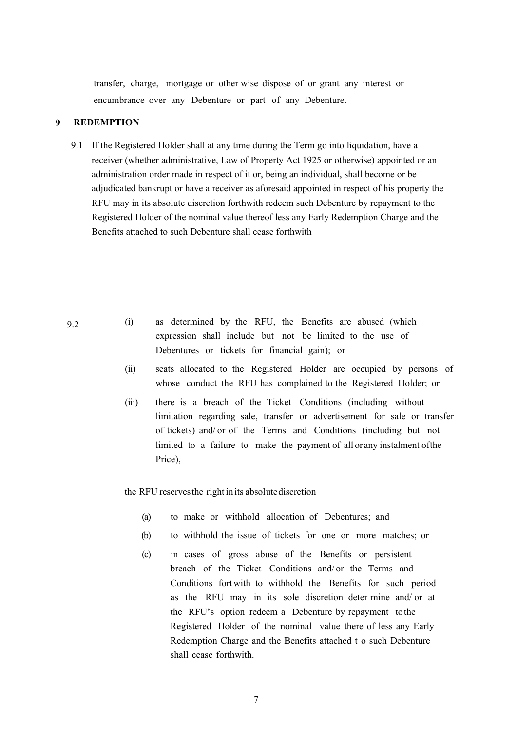transfer, charge, mortgage or other wise dispose of or grant any interest or encumbrance over any Debenture or part of any Debenture.

## 9 REDEMPTION

9.1 If the Registered Holder shall at any time during the Term go into liquidation, have a receiver (whether administrative, Law of Property Act 1925 or otherwise) appointed or an administration order made in respect of it or, being an individual, shall become or be adjudicated bankrupt or have a receiver as aforesaid appointed in respect of his property the RFU may in its absolute discretion forthwith redeem such Debenture by repayment to the Registered Holder of the nominal value thereof less any Early Redemption Charge and the Benefits attached to such Debenture shall cease forthwith

9.2

(i) as determined by the RFU, the Benefits are abused (which expression shall include but not be limited to the use of Debentures or tickets for financial gain); or

(ii) seats allocated to the Registered Holder are occupied by persons of whose conduct the RFU has complained to the Registered Holder; or

(iii) there is a breach of the Ticket Conditions (including without limitation regarding sale, transfer or advertisement for sale or transfer of tickets) and/ or of the Terms and Conditions (including but not limited to a failure to make the payment of all or any instalment of the Price),

the RFU reserves the right in its absolute discretion

(a) to make or withhold allocation of Debentures; and

(b) to withhold the issue of tickets for one or more matches; or

(c) in cases of gross abuse of the Benefits or persistent breach of the Ticket Conditions and/ or the Terms and Conditions fort with to withhold the Benefits for such period as the RFU may in its sole discretion deter mine and/ or at the RFU's option redeem a Debenture by repayment to the Registered Holder of the nominal value there of less any Early Redemption Charge and the Benefits attached t o such Debenture shall cease forthwith.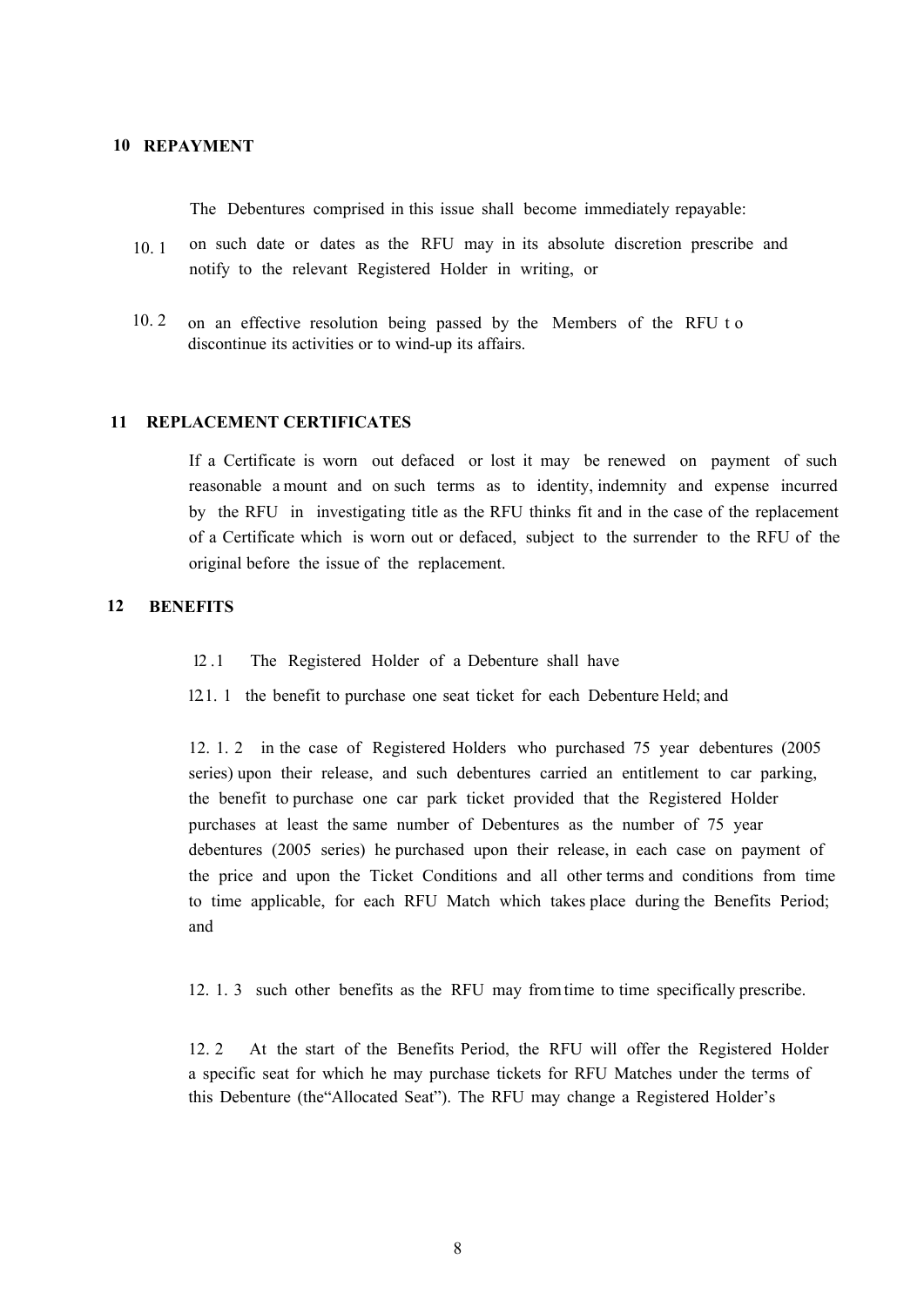## 10 REPAYMENT

The Debentures comprised in this issue shall become immediately repayable:

10.1 on such date or dates as the RFU may in its absolute discretion prescribe and notify to the relevant Registered Holder in writing, or

10.2 on an effective resolution being passed by the Members of the RFU to discontinue its activities or to wind-up its affairs.

## 11 REPLACEMENT CERTIFICATES

If a Certificate is worn out defaced or lost it may be renewed on payment of such reasonable amount and on such terms as to identity, indemnity and expense incurred by the RFU in investigating title as the RFU thinks fit and in the case of the replacement of a Certificate which is worn out or defaced, subject to the surrender to the RFU of the original before the issue of the replacement.

## 12 BENEFITS

12.1 The Registered Holder of a Debenture shall have

12.1.1 the benefit to purchase one seat ticket for each Debenture Held; and

12.1.2 in the case of Registered Holders who purchased 75 year debentures (2005 series) upon their release, and such debentures carried an entitlement to car parking, the benefit to purchase one car park ticket provided that the Registered Holder purchases at least the same number of Debentures as the number of 75 year debentures (2005 series) he purchased upon their release, in each case on payment of the price and upon the Ticket Conditions and all other terms and conditions from time to time applicable, for each RFU Match which takes place during the Benefits Period; and

12.1.3 such other benefits as the RFU may from time to time specifically prescribe.

12.2 At the start of the Benefits Period, the RFU will offer the Registered Holder a specific seat for which he may purchase tickets for RFU Matches under the terms of this Debenture (the"Allocated Seat"). The RFU may change a Registered Holder's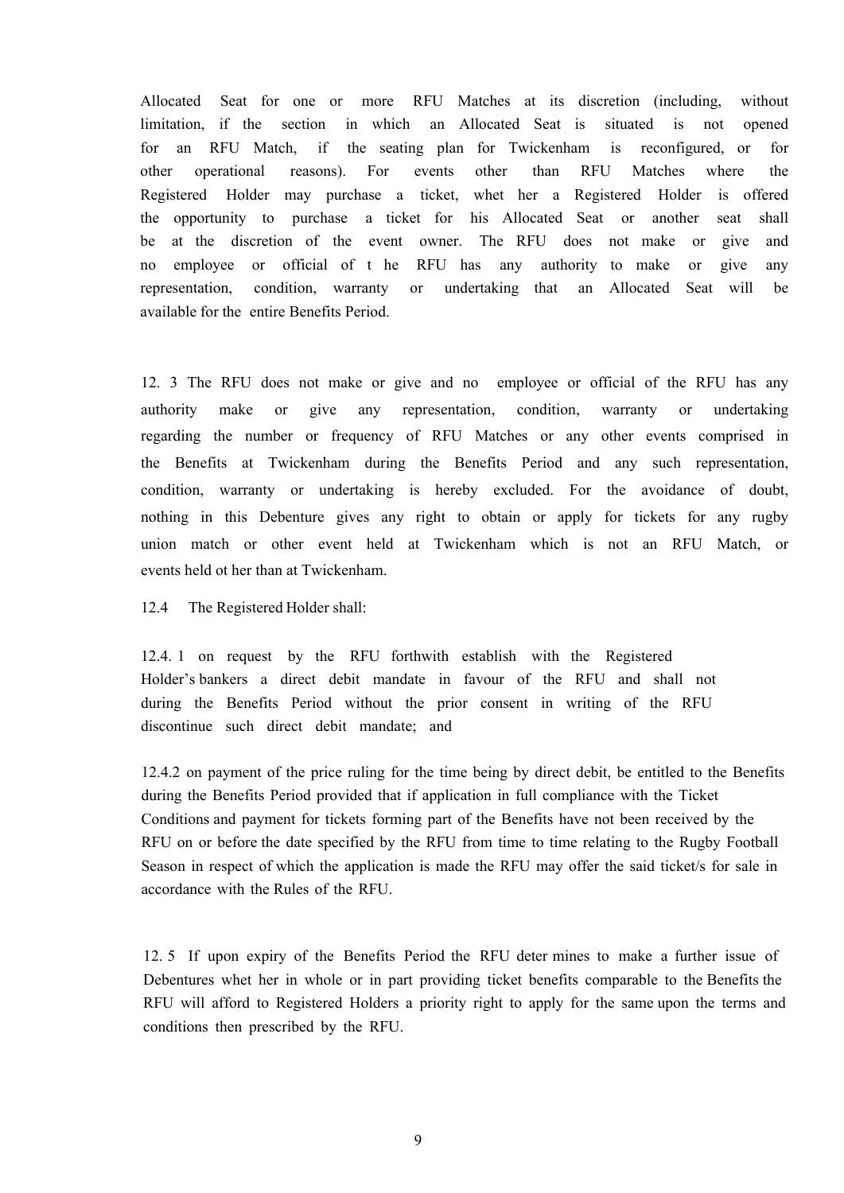Allocated Seat for one or more RFU Matches at its discretion (including, without limitation, if the section in which an Allocated Seat is situated is not opened for an RFU Match, if the seating plan for Twickenham is reconfigured, or for other operational reasons). For events other than RFU Matches where the Registered Holder may purchase a ticket, whet her a Registered Holder is offered the opportunity to purchase a ticket for his Allocated Seat or another seat shall be at the discretion of the event owner. The RFU does not make or give and no employee or official of t he RFU has any authority to make or give any representation, condition, warranty or undertaking that an Allocated Seat will be available for the entire Benefits Period.

12. 3 The RFU does not make or give and no employee or official of the RFU has any authority make or give any representation, condition, warranty or undertaking regarding the number or frequency of RFU Matches or any other events comprised in the Benefits at Twickenham during the Benefits Period and any such representation, condition, warranty or undertaking is hereby excluded. For the avoidance of doubt, nothing in this Debenture gives any right to obtain or apply for tickets for any rugby union match or other event held at Twickenham which is not an RFU Match, or events held ot her than at Twickenham.

12.4 The Registered Holder shall:

12.4. 1 on request by the RFU forthwith establish with the Registered Holder's bankers a direct debit mandate in favour of the RFU and shall not during the Benefits Period without the prior consent in writing of the RFU discontinue such direct debit mandate; and

12.4.2 on payment of the price ruling for the time being by direct debit, be entitled to the Benefits during the Benefits Period provided that if application in full compliance with the Ticket Conditions and payment for tickets forming part of the Benefits have not been received by the RFU on or before the date specified by the RFU from time to time relating to the Rugby Football Season in respect of which the application is made the RFU may offer the said ticket/s for sale in accordance with the Rules of the RFU.

12. 5 If upon expiry of the Benefits Period the RFU deter mines to make a further issue of Debentures whet her in whole or in part providing ticket benefits comparable to the Benefits the RFU will afford to Registered Holders a priority right to apply for the same upon the terms and conditions then prescribed by the RFU.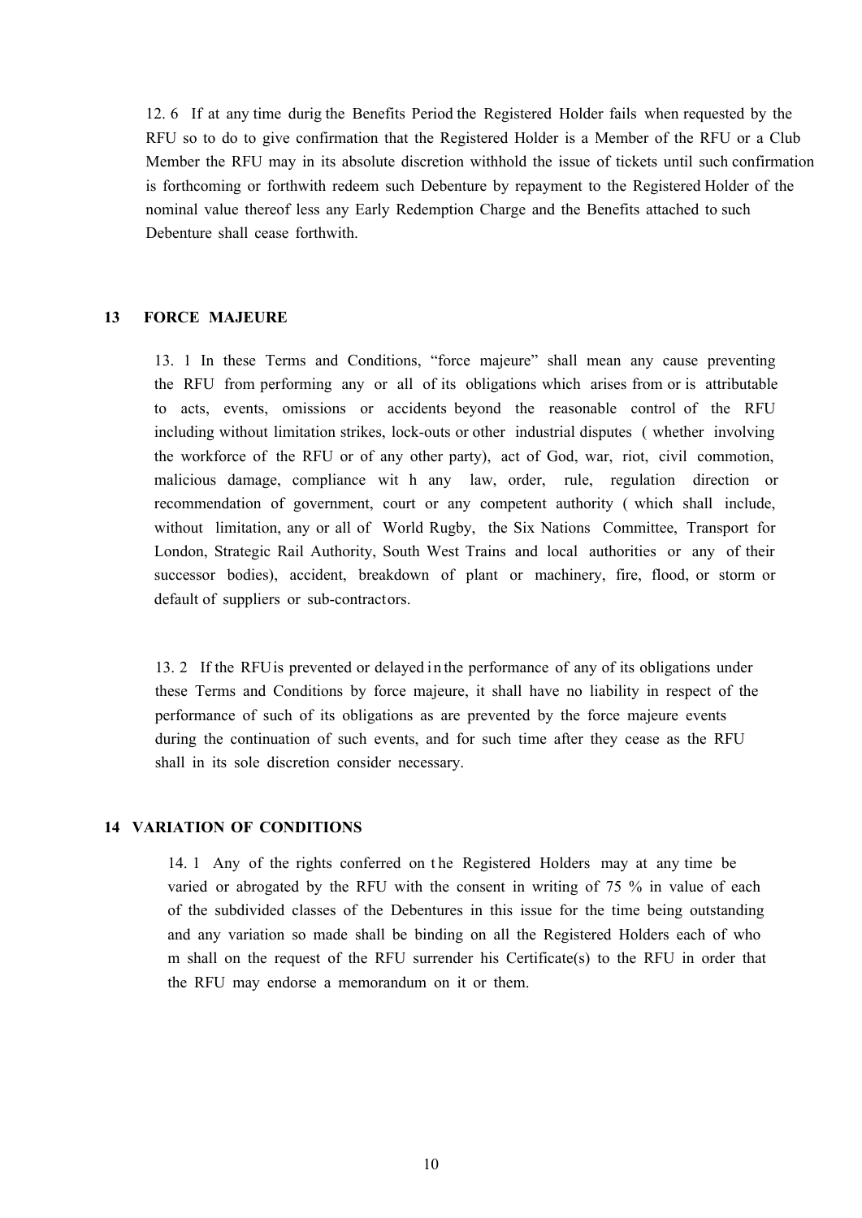12. 6 If at any time durig the Benefits Period the Registered Holder fails when requested by the RFU so to do to give confirmation that the Registered Holder is a Member of the RFU or a Club Member the RFU may in its absolute discretion withhold the issue of tickets until such confirmation is forthcoming or forthwith redeem such Debenture by repayment to the Registered Holder of the nominal value thereof less any Early Redemption Charge and the Benefits attached to such Debenture shall cease forthwith.

## 13 FORCE MAJEURE

13. 1 In these Terms and Conditions, "force majeure" shall mean any cause preventing the RFU from performing any or all of its obligations which arises from or is attributable to acts, events, omissions or accidents beyond the reasonable control of the RFU including without limitation strikes, lock-outs or other industrial disputes (whether involving the workforce of the RFU or of any other party), act of God, war, riot, civil commotion, malicious damage, compliance with any law, order, rule, regulation direction or recommendation of government, court or any competent authority (which shall include, without limitation, any or all of World Rugby, the Six Nations Committee, Transport for London, Strategic Rail Authority, South West Trains and local authorities or any of their successor bodies), accident, breakdown of plant or machinery, fire, flood, or storm or default of suppliers or sub-contractors.

13. 2 If the RFU is prevented or delayed in the performance of any of its obligations under these Terms and Conditions by force majeure, it shall have no liability in respect of the performance of such of its obligations as are prevented by the force majeure events during the continuation of such events, and for such time after they cease as the RFU shall in its sole discretion consider necessary.

## 14 VARIATION OF CONDITIONS

14. 1 Any of the rights conferred on the Registered Holders may at any time be varied or abrogated by the RFU with the consent in writing of 75 % in value of each of the subdivided classes of the Debentures in this issue for the time being outstanding and any variation so made shall be binding on all the Registered Holders each of whom shall on the request of the RFU surrender his Certificate(s) to the RFU in order that the RFU may endorse a memorandum on it or them.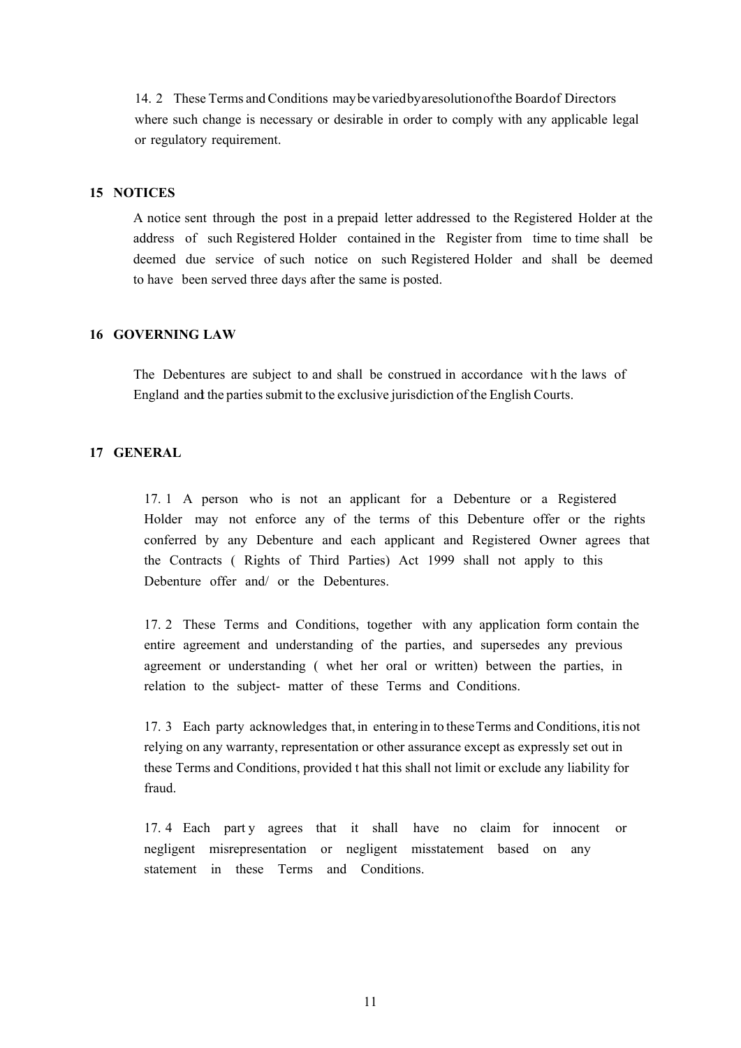14.2 These Terms and Conditions may be varied by a resolution of the Board of Directors where such change is necessary or desirable in order to comply with any applicable legal or regulatory requirement.

## 15 NOTICES

A notice sent through the post in a prepaid letter addressed to the Registered Holder at the address of such Registered Holder contained in the Register from time to time shall be deemed due service of such notice on such Registered Holder and shall be deemed to have been served three days after the same is posted.

## 16 GOVERNING LAW

The Debentures are subject to and shall be construed in accordance with the laws of England and the parties submit to the exclusive jurisdiction of the English Courts.

## 17 GENERAL

17.1 A person who is not an applicant for a Debenture or a Registered Holder may not enforce any of the terms of this Debenture offer or the rights conferred by any Debenture and each applicant and Registered Owner agrees that the Contracts (Rights of Third Parties) Act 1999 shall not apply to this Debenture offer and/or the Debentures.

17.2 These Terms and Conditions, together with any application form contain the entire agreement and understanding of the parties, and supersedes any previous agreement or understanding (whether oral or written) between the parties, in relation to the subject-matter of these Terms and Conditions.

17.3 Each party acknowledges that, in entering in to these Terms and Conditions, it is not relying on any warranty, representation or other assurance except as expressly set out in these Terms and Conditions, provided that this shall not limit or exclude any liability for fraud.

17.4 Each party agrees that it shall have no claim for innocent or negligent misrepresentation or negligent misstatement based on any statement in these Terms and Conditions.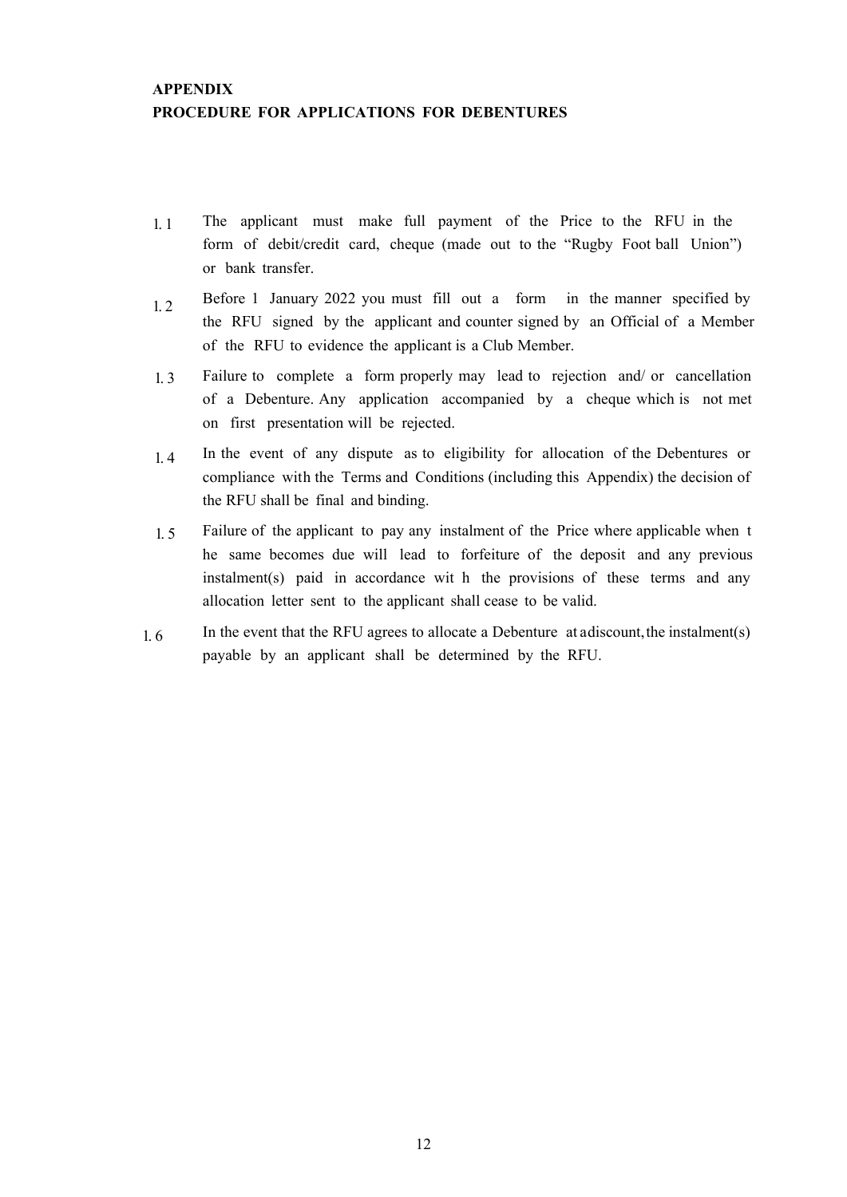**APPENDIX**
**PROCEDURE FOR APPLICATIONS FOR DEBENTURES**

1.1 The applicant must make full payment of the Price to the RFU in the form of debit/credit card, cheque (made out to the "Rugby Foot ball Union") or bank transfer.

1.2 Before 1 January 2022 you must fill out a form in the manner specified by the RFU signed by the applicant and counter signed by an Official of a Member of the RFU to evidence the applicant is a Club Member.

1.3 Failure to complete a form properly may lead to rejection and/ or cancellation of a Debenture. Any application accompanied by a cheque which is not met on first presentation will be rejected.

1.4 In the event of any dispute as to eligibility for allocation of the Debentures or compliance with the Terms and Conditions (including this Appendix) the decision of the RFU shall be final and binding.

1.5 Failure of the applicant to pay any instalment of the Price where applicable when t he same becomes due will lead to forfeiture of the deposit and any previous instalment(s) paid in accordance wit h the provisions of these terms and any allocation letter sent to the applicant shall cease to be valid.

1.6 In the event that the RFU agrees to allocate a Debenture at adiscount, the instalment(s) payable by an applicant shall be determined by the RFU.